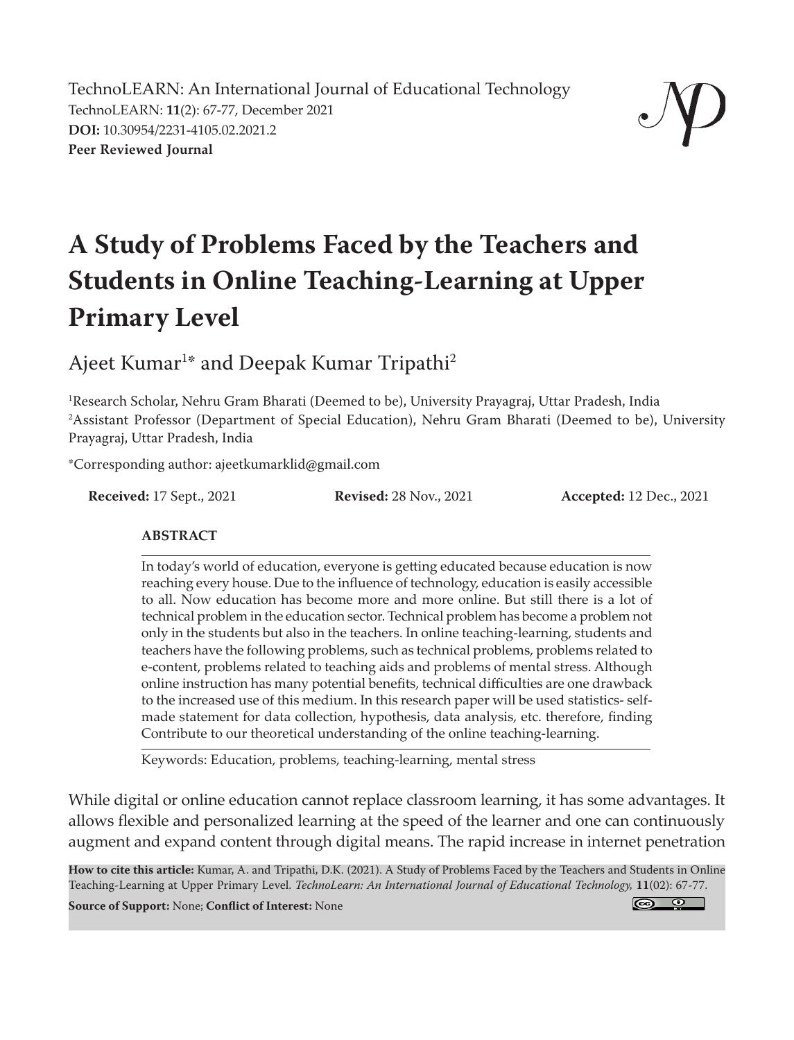TechnoLEARN: An International Journal of Educational Technology
TechnoLEARN: **11**(2): 67-77, December 2021
**DOI:** 10.30954/2231-4105.02.2021.2
**Peer Reviewed Journal**

# A Study of Problems Faced by the Teachers and Students in Online Teaching-Learning at Upper Primary Level

Ajeet Kumar[1*] and Deepak Kumar Tripathi[2]

[1]Research Scholar, Nehru Gram Bharati (Deemed to be), University Prayagraj, Uttar Pradesh, India
[2]Assistant Professor (Department of Special Education), Nehru Gram Bharati (Deemed to be), University Prayagraj, Uttar Pradesh, India

*Corresponding author: ajeetkumarklid@gmail.com

**Received:** 17 Sept., 2021 **Revised:** 28 Nov., 2021 **Accepted:** 12 Dec., 2021

## ABSTRACT

In today's world of education, everyone is getting educated because education is now reaching every house. Due to the influence of technology, education is easily accessible to all. Now education has become more and more online. But still there is a lot of technical problem in the education sector. Technical problem has become a problem not only in the students but also in the teachers. In online teaching-learning, students and teachers have the following problems, such as technical problems, problems related to e-content, problems related to teaching aids and problems of mental stress. Although online instruction has many potential benefits, technical difficulties are one drawback to the increased use of this medium. In this research paper will be used statistics- self-made statement for data collection, hypothesis, data analysis, etc. therefore, finding Contribute to our theoretical understanding of the online teaching-learning.

Keywords: Education, problems, teaching-learning, mental stress

While digital or online education cannot replace classroom learning, it has some advantages. It allows flexible and personalized learning at the speed of the learner and one can continuously augment and expand content through digital means. The rapid increase in internet penetration

**How to cite this article:** Kumar, A. and Tripathi, D.K. (2021). A Study of Problems Faced by the Teachers and Students in Online Teaching-Learning at Upper Primary Level. *TechnoLearn: An International Journal of Educational Technology,* **11**(02): 67-77.

**Source of Support:** None; **Conflict of Interest:** None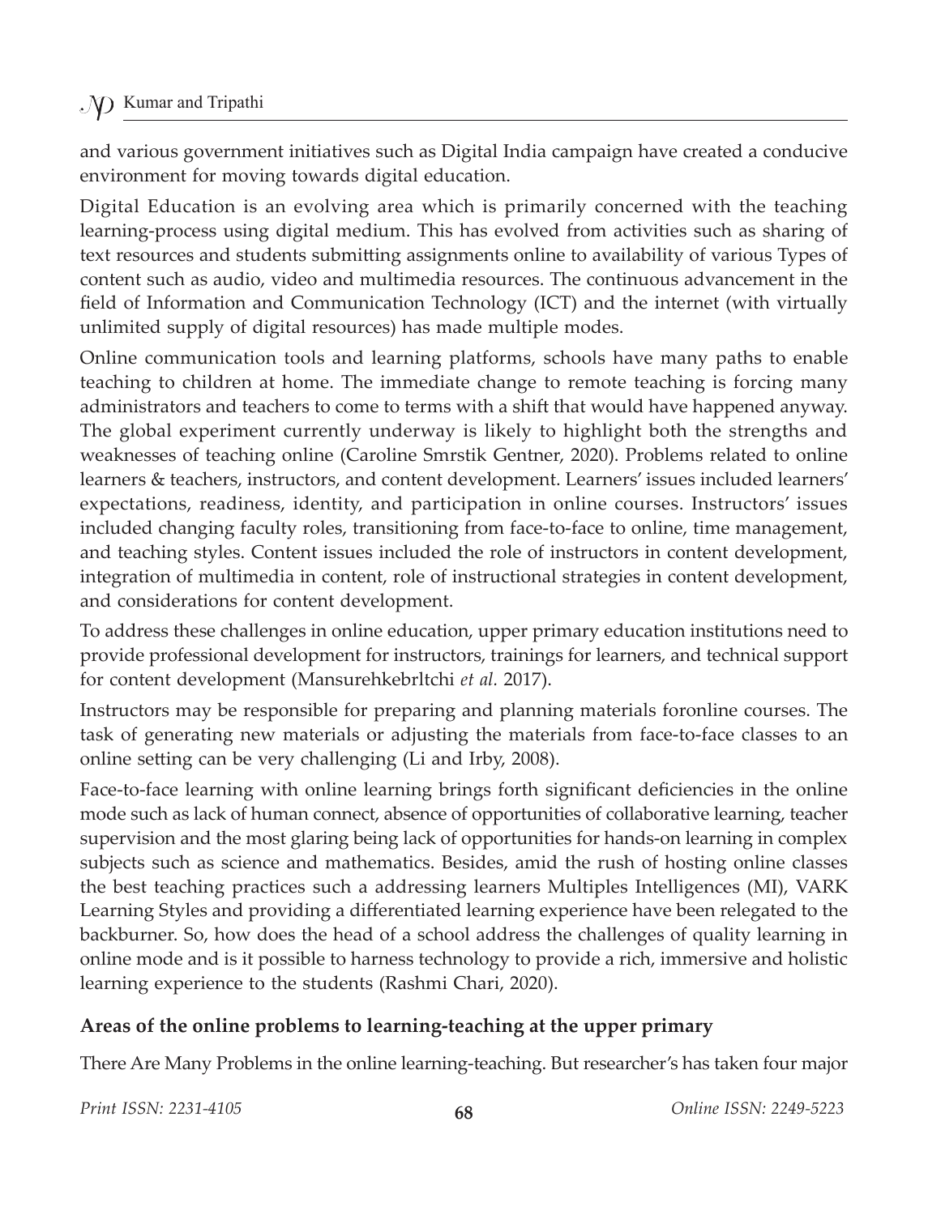and various government initiatives such as Digital India campaign have created a conducive environment for moving towards digital education.

Digital Education is an evolving area which is primarily concerned with the teaching learning-process using digital medium. This has evolved from activities such as sharing of text resources and students submitting assignments online to availability of various Types of content such as audio, video and multimedia resources. The continuous advancement in the field of Information and Communication Technology (ICT) and the internet (with virtually unlimited supply of digital resources) has made multiple modes.

Online communication tools and learning platforms, schools have many paths to enable teaching to children at home. The immediate change to remote teaching is forcing many administrators and teachers to come to terms with a shift that would have happened anyway. The global experiment currently underway is likely to highlight both the strengths and weaknesses of teaching online (Caroline Smrstik Gentner, 2020). Problems related to online learners & teachers, instructors, and content development. Learners' issues included learners' expectations, readiness, identity, and participation in online courses. Instructors' issues included changing faculty roles, transitioning from face-to-face to online, time management, and teaching styles. Content issues included the role of instructors in content development, integration of multimedia in content, role of instructional strategies in content development, and considerations for content development.

To address these challenges in online education, upper primary education institutions need to provide professional development for instructors, trainings for learners, and technical support for content development (Mansurehkebrltchi *et al.* 2017).

Instructors may be responsible for preparing and planning materials foronline courses. The task of generating new materials or adjusting the materials from face-to-face classes to an online setting can be very challenging (Li and Irby, 2008).

Face-to-face learning with online learning brings forth significant deficiencies in the online mode such as lack of human connect, absence of opportunities of collaborative learning, teacher supervision and the most glaring being lack of opportunities for hands-on learning in complex subjects such as science and mathematics. Besides, amid the rush of hosting online classes the best teaching practices such a addressing learners Multiples Intelligences (MI), VARK Learning Styles and providing a differentiated learning experience have been relegated to the backburner. So, how does the head of a school address the challenges of quality learning in online mode and is it possible to harness technology to provide a rich, immersive and holistic learning experience to the students (Rashmi Chari, 2020).

## Areas of the online problems to learning-teaching at the upper primary

There Are Many Problems in the online learning-teaching. But researcher's has taken four major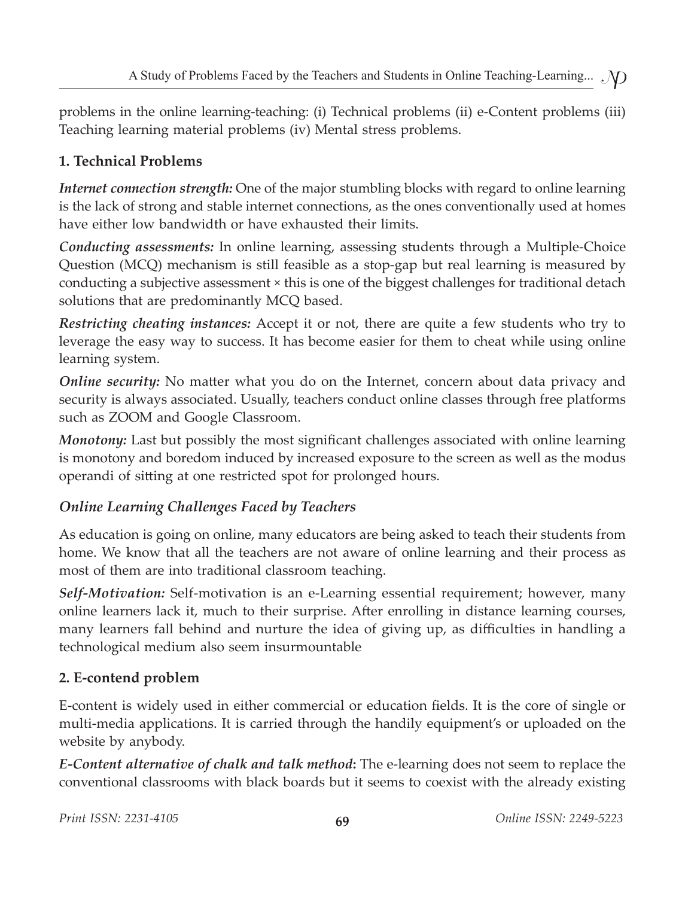problems in the online learning-teaching: (i) Technical problems (ii) e-Content problems (iii) Teaching learning material problems (iv) Mental stress problems.

### 1. Technical Problems

***Internet connection strength:*** One of the major stumbling blocks with regard to online learning is the lack of strong and stable internet connections, as the ones conventionally used at homes have either low bandwidth or have exhausted their limits.

***Conducting assessments:*** In online learning, assessing students through a Multiple-Choice Question (MCQ) mechanism is still feasible as a stop-gap but real learning is measured by conducting a subjective assessment × this is one of the biggest challenges for traditional detach solutions that are predominantly MCQ based.

***Restricting cheating instances:*** Accept it or not, there are quite a few students who try to leverage the easy way to success. It has become easier for them to cheat while using online learning system.

***Online security:*** No matter what you do on the Internet, concern about data privacy and security is always associated. Usually, teachers conduct online classes through free platforms such as ZOOM and Google Classroom.

***Monotony:*** Last but possibly the most significant challenges associated with online learning is monotony and boredom induced by increased exposure to the screen as well as the modus operandi of sitting at one restricted spot for prolonged hours.

### *Online Learning Challenges Faced by Teachers*

As education is going on online, many educators are being asked to teach their students from home. We know that all the teachers are not aware of online learning and their process as most of them are into traditional classroom teaching.

***Self-Motivation:*** Self-motivation is an e-Learning essential requirement; however, many online learners lack it, much to their surprise. After enrolling in distance learning courses, many learners fall behind and nurture the idea of giving up, as difficulties in handling a technological medium also seem insurmountable

### 2. E-contend problem

E-content is widely used in either commercial or education fields. It is the core of single or multi-media applications. It is carried through the handily equipment's or uploaded on the website by anybody.

***E-Content alternative of chalk and talk method*:** The e-learning does not seem to replace the conventional classrooms with black boards but it seems to coexist with the already existing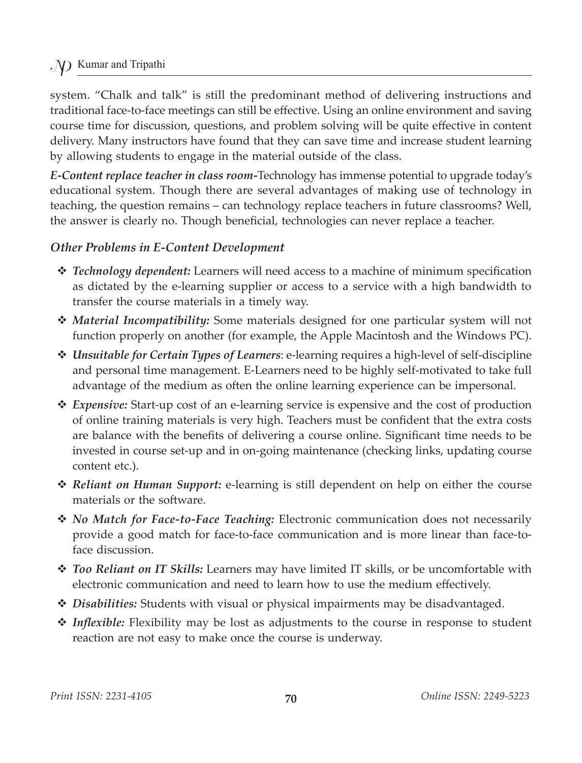system. "Chalk and talk" is still the predominant method of delivering instructions and traditional face-to-face meetings can still be effective. Using an online environment and saving course time for discussion, questions, and problem solving will be quite effective in content delivery. Many instructors have found that they can save time and increase student learning by allowing students to engage in the material outside of the class.

***E-Content replace teacher in class room-***Technology has immense potential to upgrade today's educational system. Though there are several advantages of making use of technology in teaching, the question remains – can technology replace teachers in future classrooms? Well, the answer is clearly no. Though beneficial, technologies can never replace a teacher.

### *Other Problems in E-Content Development*

- ***Technology dependent:*** Learners will need access to a machine of minimum specification as dictated by the e-learning supplier or access to a service with a high bandwidth to transfer the course materials in a timely way.
- ***Material Incompatibility:*** Some materials designed for one particular system will not function properly on another (for example, the Apple Macintosh and the Windows PC).
- ***Unsuitable for Certain Types of Learners***: e-learning requires a high-level of self-discipline and personal time management. E-Learners need to be highly self-motivated to take full advantage of the medium as often the online learning experience can be impersonal.
- ***Expensive:*** Start-up cost of an e-learning service is expensive and the cost of production of online training materials is very high. Teachers must be confident that the extra costs are balance with the benefits of delivering a course online. Significant time needs to be invested in course set-up and in on-going maintenance (checking links, updating course content etc.).
- ***Reliant on Human Support:*** e-learning is still dependent on help on either the course materials or the software.
- ***No Match for Face-to-Face Teaching:*** Electronic communication does not necessarily provide a good match for face-to-face communication and is more linear than face-to-face discussion.
- ***Too Reliant on IT Skills:*** Learners may have limited IT skills, or be uncomfortable with electronic communication and need to learn how to use the medium effectively.
- ***Disabilities:*** Students with visual or physical impairments may be disadvantaged.
- ***Inflexible:*** Flexibility may be lost as adjustments to the course in response to student reaction are not easy to make once the course is underway.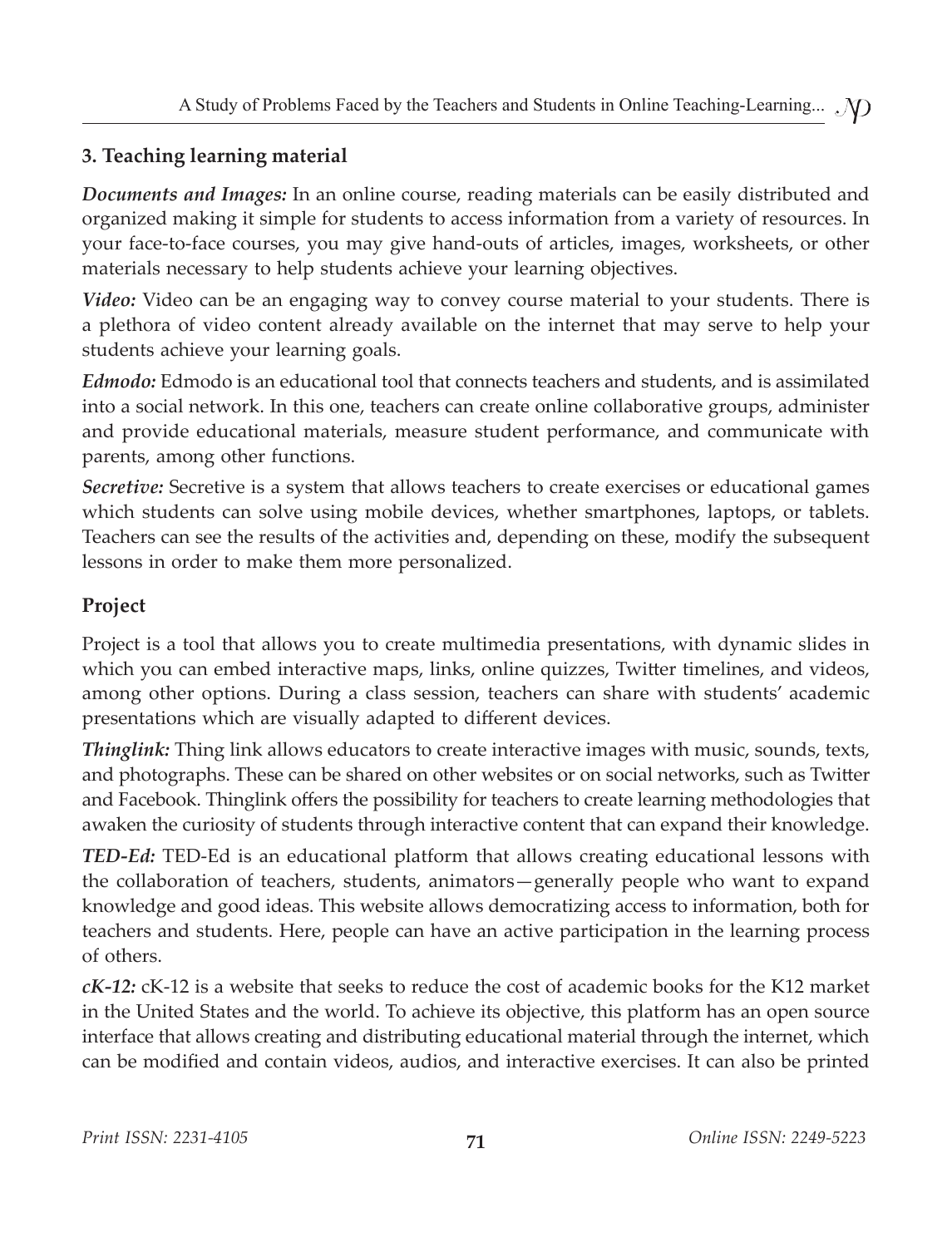### 3. Teaching learning material

***Documents and Images:*** In an online course, reading materials can be easily distributed and organized making it simple for students to access information from a variety of resources. In your face-to-face courses, you may give hand-outs of articles, images, worksheets, or other materials necessary to help students achieve your learning objectives.

***Video:*** Video can be an engaging way to convey course material to your students. There is a plethora of video content already available on the internet that may serve to help your students achieve your learning goals.

***Edmodo:*** Edmodo is an educational tool that connects teachers and students, and is assimilated into a social network. In this one, teachers can create online collaborative groups, administer and provide educational materials, measure student performance, and communicate with parents, among other functions.

***Secretive:*** Secretive is a system that allows teachers to create exercises or educational games which students can solve using mobile devices, whether smartphones, laptops, or tablets. Teachers can see the results of the activities and, depending on these, modify the subsequent lessons in order to make them more personalized.

### Project

Project is a tool that allows you to create multimedia presentations, with dynamic slides in which you can embed interactive maps, links, online quizzes, Twitter timelines, and videos, among other options. During a class session, teachers can share with students' academic presentations which are visually adapted to different devices.

***Thinglink:*** Thing link allows educators to create interactive images with music, sounds, texts, and photographs. These can be shared on other websites or on social networks, such as Twitter and Facebook. Thinglink offers the possibility for teachers to create learning methodologies that awaken the curiosity of students through interactive content that can expand their knowledge.

***TED-Ed:*** TED-Ed is an educational platform that allows creating educational lessons with the collaboration of teachers, students, animators—generally people who want to expand knowledge and good ideas. This website allows democratizing access to information, both for teachers and students. Here, people can have an active participation in the learning process of others.

***cK-12:*** cK-12 is a website that seeks to reduce the cost of academic books for the K12 market in the United States and the world. To achieve its objective, this platform has an open source interface that allows creating and distributing educational material through the internet, which can be modified and contain videos, audios, and interactive exercises. It can also be printed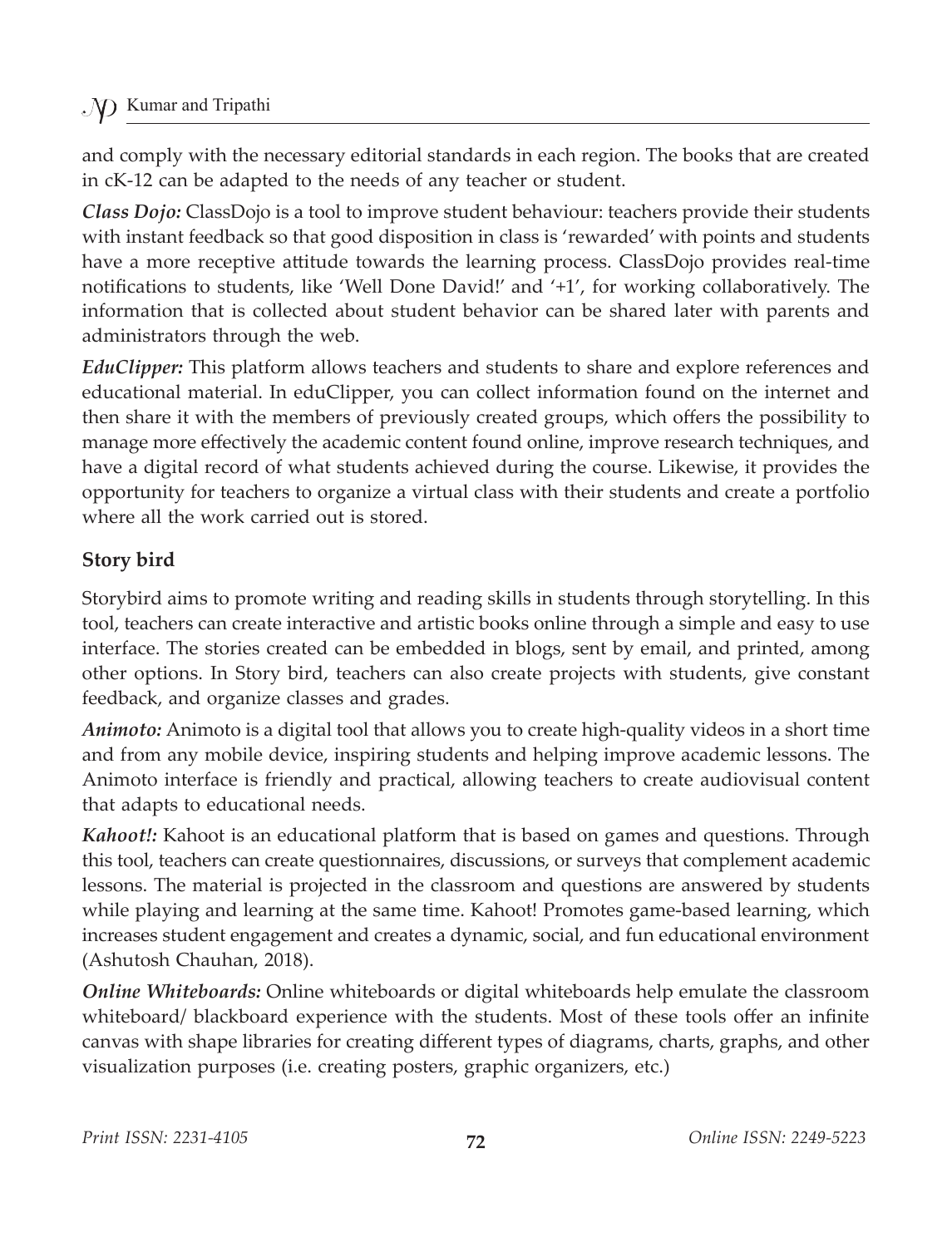and comply with the necessary editorial standards in each region. The books that are created in cK-12 can be adapted to the needs of any teacher or student.

***Class Dojo:*** ClassDojo is a tool to improve student behaviour: teachers provide their students with instant feedback so that good disposition in class is 'rewarded' with points and students have a more receptive attitude towards the learning process. ClassDojo provides real-time notifications to students, like 'Well Done David!' and '+1', for working collaboratively. The information that is collected about student behavior can be shared later with parents and administrators through the web.

***EduClipper:*** This platform allows teachers and students to share and explore references and educational material. In eduClipper, you can collect information found on the internet and then share it with the members of previously created groups, which offers the possibility to manage more effectively the academic content found online, improve research techniques, and have a digital record of what students achieved during the course. Likewise, it provides the opportunity for teachers to organize a virtual class with their students and create a portfolio where all the work carried out is stored.

**Story bird**

Storybird aims to promote writing and reading skills in students through storytelling. In this tool, teachers can create interactive and artistic books online through a simple and easy to use interface. The stories created can be embedded in blogs, sent by email, and printed, among other options. In Story bird, teachers can also create projects with students, give constant feedback, and organize classes and grades.

***Animoto:*** Animoto is a digital tool that allows you to create high-quality videos in a short time and from any mobile device, inspiring students and helping improve academic lessons. The Animoto interface is friendly and practical, allowing teachers to create audiovisual content that adapts to educational needs.

***Kahoot!:*** Kahoot is an educational platform that is based on games and questions. Through this tool, teachers can create questionnaires, discussions, or surveys that complement academic lessons. The material is projected in the classroom and questions are answered by students while playing and learning at the same time. Kahoot! Promotes game-based learning, which increases student engagement and creates a dynamic, social, and fun educational environment (Ashutosh Chauhan, 2018).

***Online Whiteboards:*** Online whiteboards or digital whiteboards help emulate the classroom whiteboard/ blackboard experience with the students. Most of these tools offer an infinite canvas with shape libraries for creating different types of diagrams, charts, graphs, and other visualization purposes (i.e. creating posters, graphic organizers, etc.)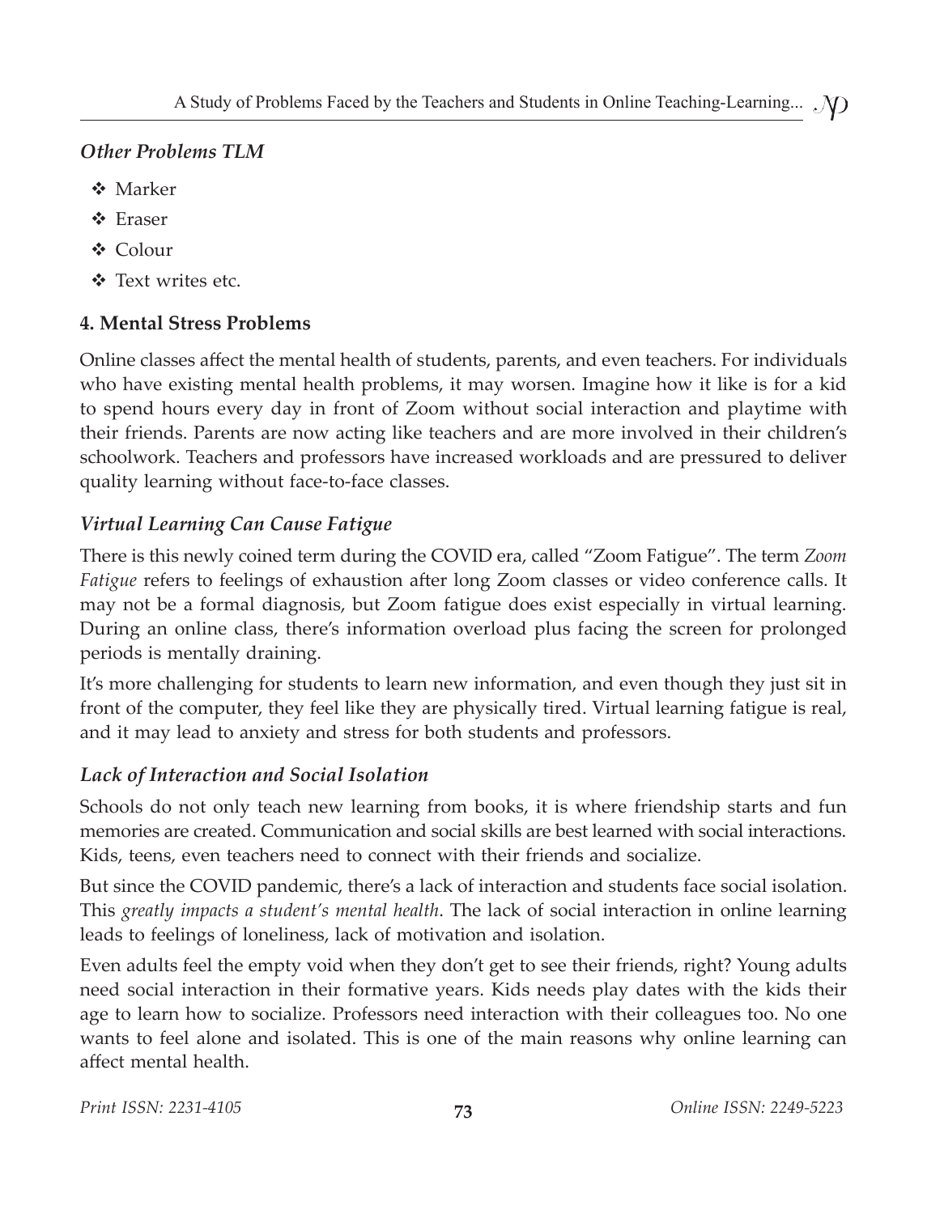### *Other Problems TLM*

- Marker
- Eraser
- Colour
- Text writes etc.

### 4. Mental Stress Problems

Online classes affect the mental health of students, parents, and even teachers. For individuals who have existing mental health problems, it may worsen. Imagine how it like is for a kid to spend hours every day in front of Zoom without social interaction and playtime with their friends. Parents are now acting like teachers and are more involved in their children's schoolwork. Teachers and professors have increased workloads and are pressured to deliver quality learning without face-to-face classes.

### *Virtual Learning Can Cause Fatigue*

There is this newly coined term during the COVID era, called "Zoom Fatigue". The term *Zoom Fatigue* refers to feelings of exhaustion after long Zoom classes or video conference calls. It may not be a formal diagnosis, but Zoom fatigue does exist especially in virtual learning. During an online class, there's information overload plus facing the screen for prolonged periods is mentally draining.

It's more challenging for students to learn new information, and even though they just sit in front of the computer, they feel like they are physically tired. Virtual learning fatigue is real, and it may lead to anxiety and stress for both students and professors.

### *Lack of Interaction and Social Isolation*

Schools do not only teach new learning from books, it is where friendship starts and fun memories are created. Communication and social skills are best learned with social interactions. Kids, teens, even teachers need to connect with their friends and socialize.

But since the COVID pandemic, there's a lack of interaction and students face social isolation. This *greatly impacts a student's mental health*. The lack of social interaction in online learning leads to feelings of loneliness, lack of motivation and isolation.

Even adults feel the empty void when they don't get to see their friends, right? Young adults need social interaction in their formative years. Kids needs play dates with the kids their age to learn how to socialize. Professors need interaction with their colleagues too. No one wants to feel alone and isolated. This is one of the main reasons why online learning can affect mental health.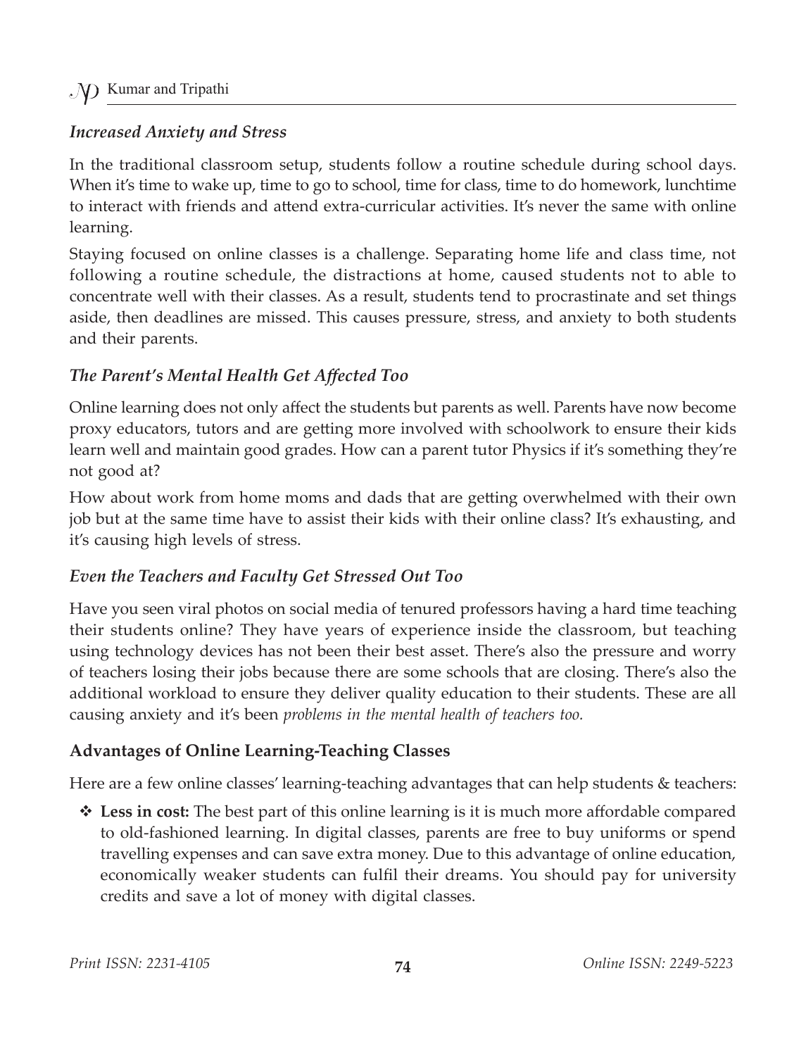### *Increased Anxiety and Stress*

In the traditional classroom setup, students follow a routine schedule during school days. When it's time to wake up, time to go to school, time for class, time to do homework, lunchtime to interact with friends and attend extra-curricular activities. It's never the same with online learning.

Staying focused on online classes is a challenge. Separating home life and class time, not following a routine schedule, the distractions at home, caused students not to able to concentrate well with their classes. As a result, students tend to procrastinate and set things aside, then deadlines are missed. This causes pressure, stress, and anxiety to both students and their parents.

### *The Parent's Mental Health Get Affected Too*

Online learning does not only affect the students but parents as well. Parents have now become proxy educators, tutors and are getting more involved with schoolwork to ensure their kids learn well and maintain good grades. How can a parent tutor Physics if it's something they're not good at?

How about work from home moms and dads that are getting overwhelmed with their own job but at the same time have to assist their kids with their online class? It's exhausting, and it's causing high levels of stress.

### *Even the Teachers and Faculty Get Stressed Out Too*

Have you seen viral photos on social media of tenured professors having a hard time teaching their students online? They have years of experience inside the classroom, but teaching using technology devices has not been their best asset. There's also the pressure and worry of teachers losing their jobs because there are some schools that are closing. There's also the additional workload to ensure they deliver quality education to their students. These are all causing anxiety and it's been *problems in the mental health of teachers too.*

## Advantages of Online Learning-Teaching Classes

Here are a few online classes' learning-teaching advantages that can help students & teachers:

- **Less in cost:** The best part of this online learning is it is much more affordable compared to old-fashioned learning. In digital classes, parents are free to buy uniforms or spend travelling expenses and can save extra money. Due to this advantage of online education, economically weaker students can fulfil their dreams. You should pay for university credits and save a lot of money with digital classes.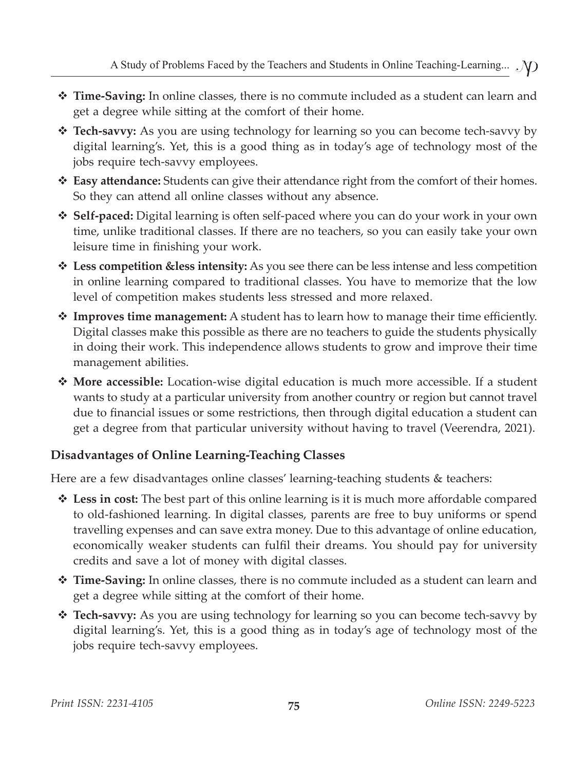- **Time-Saving:** In online classes, there is no commute included as a student can learn and get a degree while sitting at the comfort of their home.
- **Tech-savvy:** As you are using technology for learning so you can become tech-savvy by digital learning's. Yet, this is a good thing as in today's age of technology most of the jobs require tech-savvy employees.
- **Easy attendance:** Students can give their attendance right from the comfort of their homes. So they can attend all online classes without any absence.
- **Self-paced:** Digital learning is often self-paced where you can do your work in your own time, unlike traditional classes. If there are no teachers, so you can easily take your own leisure time in finishing your work.
- **Less competition &less intensity:** As you see there can be less intense and less competition in online learning compared to traditional classes. You have to memorize that the low level of competition makes students less stressed and more relaxed.
- **Improves time management:** A student has to learn how to manage their time efficiently. Digital classes make this possible as there are no teachers to guide the students physically in doing their work. This independence allows students to grow and improve their time management abilities.
- **More accessible:** Location-wise digital education is much more accessible. If a student wants to study at a particular university from another country or region but cannot travel due to financial issues or some restrictions, then through digital education a student can get a degree from that particular university without having to travel (Veerendra, 2021).

### Disadvantages of Online Learning-Teaching Classes

Here are a few disadvantages online classes' learning-teaching students & teachers:

- **Less in cost:** The best part of this online learning is it is much more affordable compared to old-fashioned learning. In digital classes, parents are free to buy uniforms or spend travelling expenses and can save extra money. Due to this advantage of online education, economically weaker students can fulfil their dreams. You should pay for university credits and save a lot of money with digital classes.
- **Time-Saving:** In online classes, there is no commute included as a student can learn and get a degree while sitting at the comfort of their home.
- **Tech-savvy:** As you are using technology for learning so you can become tech-savvy by digital learning's. Yet, this is a good thing as in today's age of technology most of the jobs require tech-savvy employees.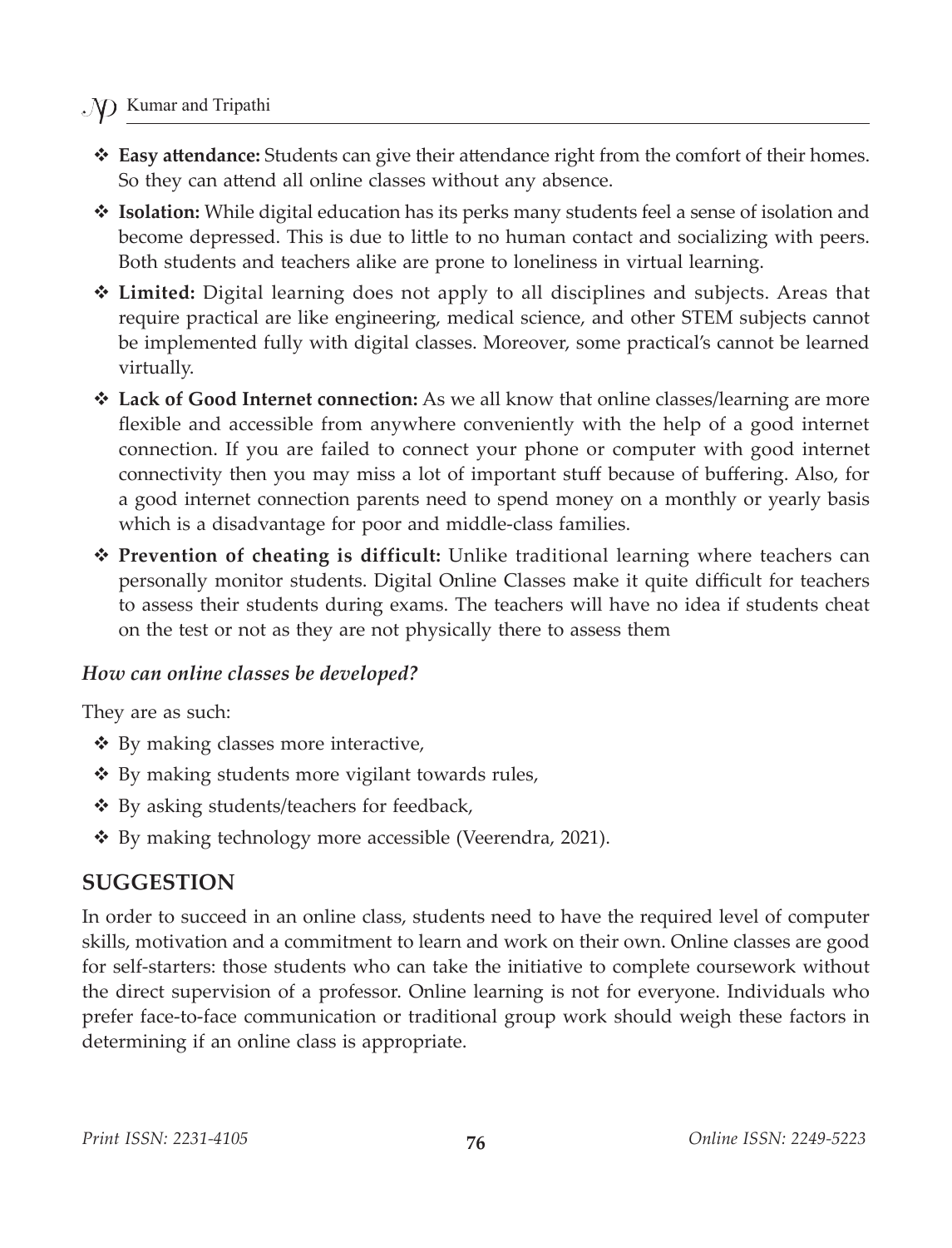- **Easy attendance:** Students can give their attendance right from the comfort of their homes. So they can attend all online classes without any absence.
- **Isolation:** While digital education has its perks many students feel a sense of isolation and become depressed. This is due to little to no human contact and socializing with peers. Both students and teachers alike are prone to loneliness in virtual learning.
- **Limited:** Digital learning does not apply to all disciplines and subjects. Areas that require practical are like engineering, medical science, and other STEM subjects cannot be implemented fully with digital classes. Moreover, some practical's cannot be learned virtually.
- **Lack of Good Internet connection:** As we all know that online classes/learning are more flexible and accessible from anywhere conveniently with the help of a good internet connection. If you are failed to connect your phone or computer with good internet connectivity then you may miss a lot of important stuff because of buffering. Also, for a good internet connection parents need to spend money on a monthly or yearly basis which is a disadvantage for poor and middle-class families.
- **Prevention of cheating is difficult:** Unlike traditional learning where teachers can personally monitor students. Digital Online Classes make it quite difficult for teachers to assess their students during exams. The teachers will have no idea if students cheat on the test or not as they are not physically there to assess them

### *How can online classes be developed?*

They are as such:

- By making classes more interactive,
- By making students more vigilant towards rules,
- By asking students/teachers for feedback,
- By making technology more accessible (Veerendra, 2021).

## SUGGESTION

In order to succeed in an online class, students need to have the required level of computer skills, motivation and a commitment to learn and work on their own. Online classes are good for self-starters: those students who can take the initiative to complete coursework without the direct supervision of a professor. Online learning is not for everyone. Individuals who prefer face-to-face communication or traditional group work should weigh these factors in determining if an online class is appropriate.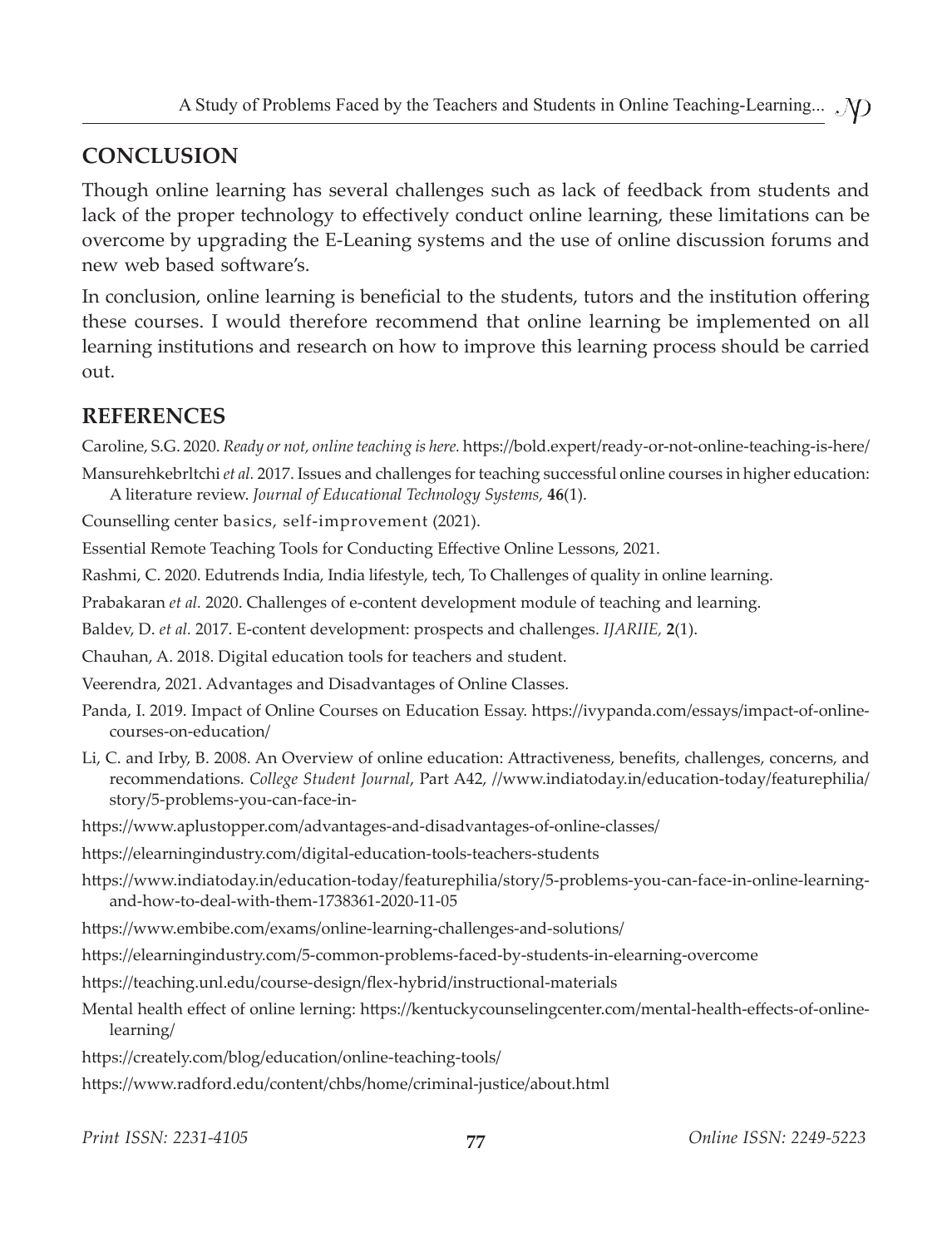## CONCLUSION

Though online learning has several challenges such as lack of feedback from students and lack of the proper technology to effectively conduct online learning, these limitations can be overcome by upgrading the E-Leaning systems and the use of online discussion forums and new web based software's.

In conclusion, online learning is beneficial to the students, tutors and the institution offering these courses. I would therefore recommend that online learning be implemented on all learning institutions and research on how to improve this learning process should be carried out.

## REFERENCES

Caroline, S.G. 2020. *Ready or not, online teaching is here.* https://bold.expert/ready-or-not-online-teaching-is-here/

Mansurehkebrltchi *et al.* 2017. Issues and challenges for teaching successful online courses in higher education: A literature review. *Journal of Educational Technology Systems,* **46**(1).

Counselling center basics, self-improvement (2021).

Essential Remote Teaching Tools for Conducting Effective Online Lessons, 2021.

Rashmi, C. 2020. Edutrends India, India lifestyle, tech, To Challenges of quality in online learning.

Prabakaran *et al.* 2020. Challenges of e-content development module of teaching and learning.

Baldev, D. *et al.* 2017. E-content development: prospects and challenges. *IJARIIE,* **2**(1).

Chauhan, A. 2018. Digital education tools for teachers and student.

Veerendra, 2021. Advantages and Disadvantages of Online Classes.

Panda, I. 2019. Impact of Online Courses on Education Essay. https://ivypanda.com/essays/impact-of-online-courses-on-education/

Li, C. and Irby, B. 2008. An Overview of online education: Attractiveness, benefits, challenges, concerns, and recommendations. *College Student Journal*, Part A42, //www.indiatoday.in/education-today/featurephilia/story/5-problems-you-can-face-in-

https://www.aplustopper.com/advantages-and-disadvantages-of-online-classes/

https://elearningindustry.com/digital-education-tools-teachers-students

https://www.indiatoday.in/education-today/featurephilia/story/5-problems-you-can-face-in-online-learning-and-how-to-deal-with-them-1738361-2020-11-05

https://www.embibe.com/exams/online-learning-challenges-and-solutions/

https://elearningindustry.com/5-common-problems-faced-by-students-in-elearning-overcome

https://teaching.unl.edu/course-design/flex-hybrid/instructional-materials

Mental health effect of online lerning: https://kentuckycounselingcenter.com/mental-health-effects-of-online-learning/

https://creately.com/blog/education/online-teaching-tools/

https://www.radford.edu/content/chbs/home/criminal-justice/about.html